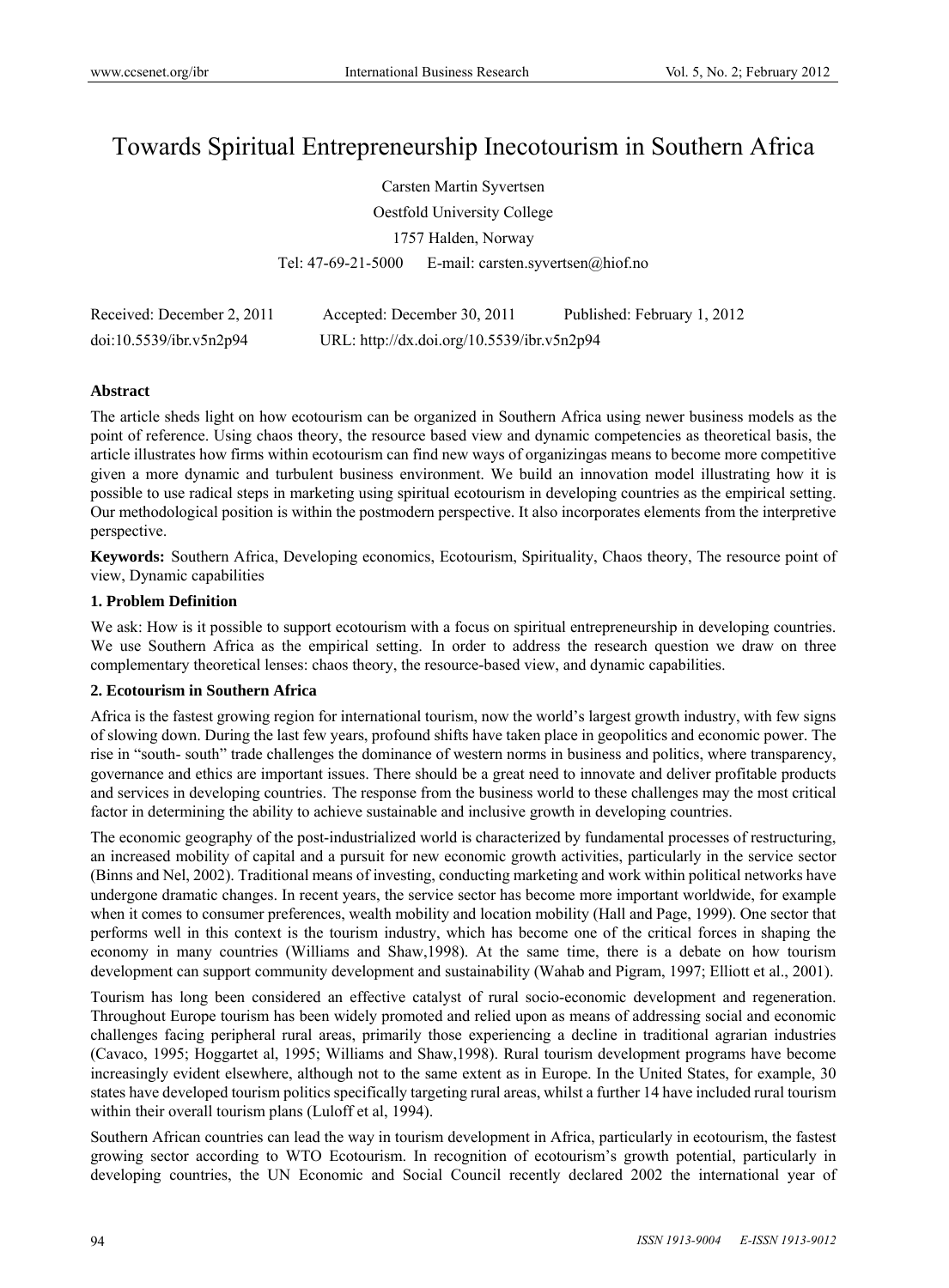# Towards Spiritual Entrepreneurship Inecotourism in Southern Africa

Carsten Martin Syvertsen

Oestfold University College

1757 Halden, Norway

Tel: 47-69-21-5000 E-mail: carsten.syvertsen@hiof.no

Received: December 2, 2011 Accepted: December 30, 2011 Published: February 1, 2012

doi:10.5539/ibr.v5n2p94 URL: http://dx.doi.org/10.5539/ibr.v5n2p94

## Abstract

The article sheds light on how ecotourism can be organized in Southern Africa using newer business models as the point of reference. Using chaos theory, the resource based view and dynamic competencies as theoretical basis, the article illustrates how firms within ecotourism can find new ways of organizingas means to become more competitive given a more dynamic and turbulent business environment. We build an innovation model illustrating how it is possible to use radical steps in marketing using spiritual ecotourism in developing countries as the empirical setting. Our methodological position is within the postmodern perspective. It also incorporates elements from the interpretive perspective.

**Keywords:** Southern Africa, Developing economics, Ecotourism, Spirituality, Chaos theory, The resource point of view, Dynamic capabilities

## 1. Problem Definition

We ask: How is it possible to support ecotourism with a focus on spiritual entrepreneurship in developing countries. We use Southern Africa as the empirical setting. In order to address the research question we draw on three complementary theoretical lenses: chaos theory, the resource-based view, and dynamic capabilities.

## 2. Ecotourism in Southern Africa

Africa is the fastest growing region for international tourism, now the world's largest growth industry, with few signs of slowing down. During the last few years, profound shifts have taken place in geopolitics and economic power. The rise in "south- south" trade challenges the dominance of western norms in business and politics, where transparency, governance and ethics are important issues. There should be a great need to innovate and deliver profitable products and services in developing countries. The response from the business world to these challenges may the most critical factor in determining the ability to achieve sustainable and inclusive growth in developing countries.

The economic geography of the post-industrialized world is characterized by fundamental processes of restructuring, an increased mobility of capital and a pursuit for new economic growth activities, particularly in the service sector (Binns and Nel, 2002). Traditional means of investing, conducting marketing and work within political networks have undergone dramatic changes. In recent years, the service sector has become more important worldwide, for example when it comes to consumer preferences, wealth mobility and location mobility (Hall and Page, 1999). One sector that performs well in this context is the tourism industry, which has become one of the critical forces in shaping the economy in many countries (Williams and Shaw,1998). At the same time, there is a debate on how tourism development can support community development and sustainability (Wahab and Pigram, 1997; Elliott et al., 2001).

Tourism has long been considered an effective catalyst of rural socio-economic development and regeneration. Throughout Europe tourism has been widely promoted and relied upon as means of addressing social and economic challenges facing peripheral rural areas, primarily those experiencing a decline in traditional agrarian industries (Cavaco, 1995; Hoggartet al, 1995; Williams and Shaw,1998). Rural tourism development programs have become increasingly evident elsewhere, although not to the same extent as in Europe. In the United States, for example, 30 states have developed tourism politics specifically targeting rural areas, whilst a further 14 have included rural tourism within their overall tourism plans (Luloff et al, 1994).

Southern African countries can lead the way in tourism development in Africa, particularly in ecotourism, the fastest growing sector according to WTO Ecotourism. In recognition of ecotourism's growth potential, particularly in developing countries, the UN Economic and Social Council recently declared 2002 the international year of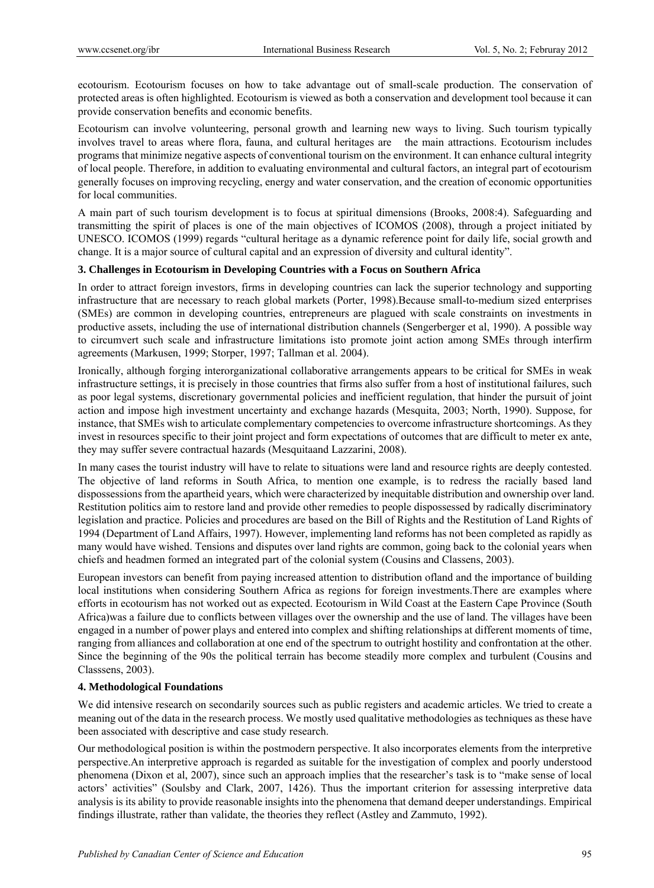ecotourism. Ecotourism focuses on how to take advantage out of small-scale production. The conservation of protected areas is often highlighted. Ecotourism is viewed as both a conservation and development tool because it can provide conservation benefits and economic benefits.

Ecotourism can involve volunteering, personal growth and learning new ways to living. Such tourism typically involves travel to areas where flora, fauna, and cultural heritages are the main attractions. Ecotourism includes programs that minimize negative aspects of conventional tourism on the environment. It can enhance cultural integrity of local people. Therefore, in addition to evaluating environmental and cultural factors, an integral part of ecotourism generally focuses on improving recycling, energy and water conservation, and the creation of economic opportunities for local communities.

A main part of such tourism development is to focus at spiritual dimensions (Brooks, 2008:4). Safeguarding and transmitting the spirit of places is one of the main objectives of ICOMOS (2008), through a project initiated by UNESCO. ICOMOS (1999) regards "cultural heritage as a dynamic reference point for daily life, social growth and change. It is a major source of cultural capital and an expression of diversity and cultural identity".

### 3. Challenges in Ecotourism in Developing Countries with a Focus on Southern Africa

In order to attract foreign investors, firms in developing countries can lack the superior technology and supporting infrastructure that are necessary to reach global markets (Porter, 1998).Because small-to-medium sized enterprises (SMEs) are common in developing countries, entrepreneurs are plagued with scale constraints on investments in productive assets, including the use of international distribution channels (Sengerberger et al, 1990). A possible way to circumvert such scale and infrastructure limitations isto promote joint action among SMEs through interfirm agreements (Markusen, 1999; Storper, 1997; Tallman et al. 2004).

Ironically, although forging interorganizational collaborative arrangements appears to be critical for SMEs in weak infrastructure settings, it is precisely in those countries that firms also suffer from a host of institutional failures, such as poor legal systems, discretionary governmental policies and inefficient regulation, that hinder the pursuit of joint action and impose high investment uncertainty and exchange hazards (Mesquita, 2003; North, 1990). Suppose, for instance, that SMEs wish to articulate complementary competencies to overcome infrastructure shortcomings. As they invest in resources specific to their joint project and form expectations of outcomes that are difficult to meter ex ante, they may suffer severe contractual hazards (Mesquitaand Lazzarini, 2008).

In many cases the tourist industry will have to relate to situations were land and resource rights are deeply contested. The objective of land reforms in South Africa, to mention one example, is to redress the racially based land dispossessions from the apartheid years, which were characterized by inequitable distribution and ownership over land. Restitution politics aim to restore land and provide other remedies to people dispossessed by radically discriminatory legislation and practice. Policies and procedures are based on the Bill of Rights and the Restitution of Land Rights of 1994 (Department of Land Affairs, 1997). However, implementing land reforms has not been completed as rapidly as many would have wished. Tensions and disputes over land rights are common, going back to the colonial years when chiefs and headmen formed an integrated part of the colonial system (Cousins and Classens, 2003).

European investors can benefit from paying increased attention to distribution ofland and the importance of building local institutions when considering Southern Africa as regions for foreign investments.There are examples where efforts in ecotourism has not worked out as expected. Ecotourism in Wild Coast at the Eastern Cape Province (South Africa)was a failure due to conflicts between villages over the ownership and the use of land. The villages have been engaged in a number of power plays and entered into complex and shifting relationships at different moments of time, ranging from alliances and collaboration at one end of the spectrum to outright hostility and confrontation at the other. Since the beginning of the 90s the political terrain has become steadily more complex and turbulent (Cousins and Classsens, 2003).

### 4. Methodological Foundations

We did intensive research on secondarily sources such as public registers and academic articles. We tried to create a meaning out of the data in the research process. We mostly used qualitative methodologies as techniques as these have been associated with descriptive and case study research.

Our methodological position is within the postmodern perspective. It also incorporates elements from the interpretive perspective.An interpretive approach is regarded as suitable for the investigation of complex and poorly understood phenomena (Dixon et al, 2007), since such an approach implies that the researcher's task is to "make sense of local actors' activities" (Soulsby and Clark, 2007, 1426). Thus the important criterion for assessing interpretive data analysis is its ability to provide reasonable insights into the phenomena that demand deeper understandings. Empirical findings illustrate, rather than validate, the theories they reflect (Astley and Zammuto, 1992).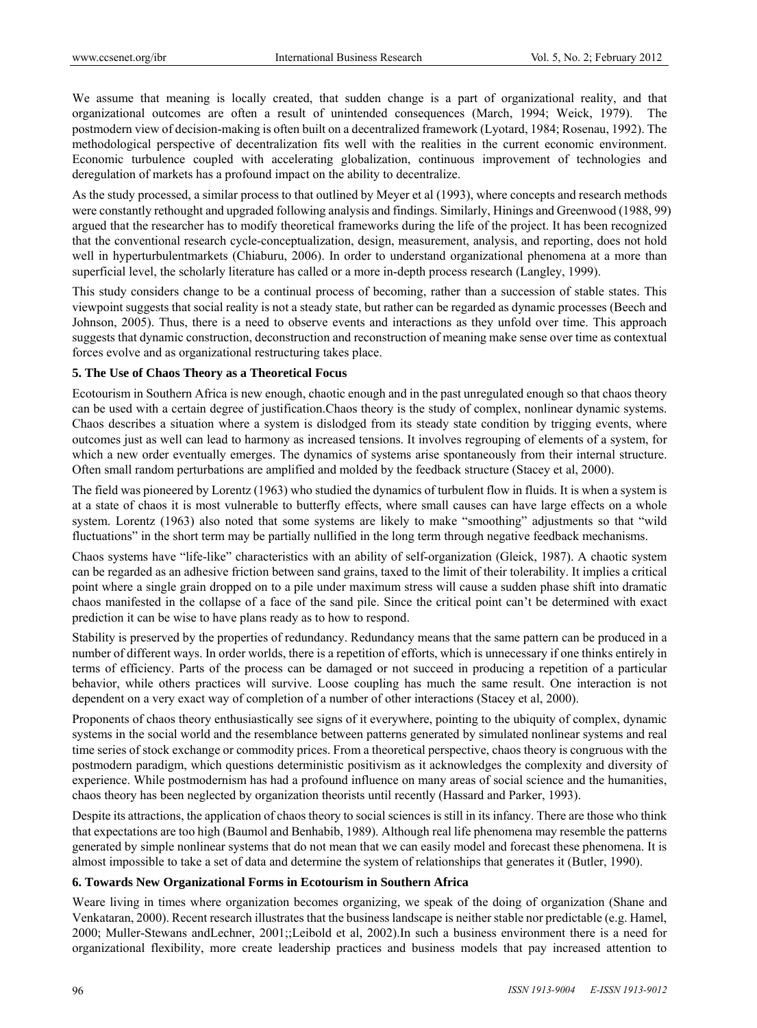We assume that meaning is locally created, that sudden change is a part of organizational reality, and that organizational outcomes are often a result of unintended consequences (March, 1994; Weick, 1979). The postmodern view of decision-making is often built on a decentralized framework (Lyotard, 1984; Rosenau, 1992). The methodological perspective of decentralization fits well with the realities in the current economic environment. Economic turbulence coupled with accelerating globalization, continuous improvement of technologies and deregulation of markets has a profound impact on the ability to decentralize.

As the study processed, a similar process to that outlined by Meyer et al (1993), where concepts and research methods were constantly rethought and upgraded following analysis and findings. Similarly, Hinings and Greenwood (1988, 99) argued that the researcher has to modify theoretical frameworks during the life of the project. It has been recognized that the conventional research cycle-conceptualization, design, measurement, analysis, and reporting, does not hold well in hyperturbulentmarkets (Chiaburu, 2006). In order to understand organizational phenomena at a more than superficial level, the scholarly literature has called or a more in-depth process research (Langley, 1999).

This study considers change to be a continual process of becoming, rather than a succession of stable states. This viewpoint suggests that social reality is not a steady state, but rather can be regarded as dynamic processes (Beech and Johnson, 2005). Thus, there is a need to observe events and interactions as they unfold over time. This approach suggests that dynamic construction, deconstruction and reconstruction of meaning make sense over time as contextual forces evolve and as organizational restructuring takes place.

## 5. The Use of Chaos Theory as a Theoretical Focus

Ecotourism in Southern Africa is new enough, chaotic enough and in the past unregulated enough so that chaos theory can be used with a certain degree of justification.Chaos theory is the study of complex, nonlinear dynamic systems. Chaos describes a situation where a system is dislodged from its steady state condition by trigging events, where outcomes just as well can lead to harmony as increased tensions. It involves regrouping of elements of a system, for which a new order eventually emerges. The dynamics of systems arise spontaneously from their internal structure. Often small random perturbations are amplified and molded by the feedback structure (Stacey et al, 2000).

The field was pioneered by Lorentz (1963) who studied the dynamics of turbulent flow in fluids. It is when a system is at a state of chaos it is most vulnerable to butterfly effects, where small causes can have large effects on a whole system. Lorentz (1963) also noted that some systems are likely to make "smoothing" adjustments so that "wild fluctuations" in the short term may be partially nullified in the long term through negative feedback mechanisms.

Chaos systems have "life-like" characteristics with an ability of self-organization (Gleick, 1987). A chaotic system can be regarded as an adhesive friction between sand grains, taxed to the limit of their tolerability. It implies a critical point where a single grain dropped on to a pile under maximum stress will cause a sudden phase shift into dramatic chaos manifested in the collapse of a face of the sand pile. Since the critical point can't be determined with exact prediction it can be wise to have plans ready as to how to respond.

Stability is preserved by the properties of redundancy. Redundancy means that the same pattern can be produced in a number of different ways. In order worlds, there is a repetition of efforts, which is unnecessary if one thinks entirely in terms of efficiency. Parts of the process can be damaged or not succeed in producing a repetition of a particular behavior, while others practices will survive. Loose coupling has much the same result. One interaction is not dependent on a very exact way of completion of a number of other interactions (Stacey et al, 2000).

Proponents of chaos theory enthusiastically see signs of it everywhere, pointing to the ubiquity of complex, dynamic systems in the social world and the resemblance between patterns generated by simulated nonlinear systems and real time series of stock exchange or commodity prices. From a theoretical perspective, chaos theory is congruous with the postmodern paradigm, which questions deterministic positivism as it acknowledges the complexity and diversity of experience. While postmodernism has had a profound influence on many areas of social science and the humanities, chaos theory has been neglected by organization theorists until recently (Hassard and Parker, 1993).

Despite its attractions, the application of chaos theory to social sciences is still in its infancy. There are those who think that expectations are too high (Baumol and Benhabib, 1989). Although real life phenomena may resemble the patterns generated by simple nonlinear systems that do not mean that we can easily model and forecast these phenomena. It is almost impossible to take a set of data and determine the system of relationships that generates it (Butler, 1990).

## 6. Towards New Organizational Forms in Ecotourism in Southern Africa

Weare living in times where organization becomes organizing, we speak of the doing of organization (Shane and Venkataran, 2000). Recent research illustrates that the business landscape is neither stable nor predictable (e.g. Hamel, 2000; Muller-Stewans andLechner, 2001;;Leibold et al, 2002).In such a business environment there is a need for organizational flexibility, more create leadership practices and business models that pay increased attention to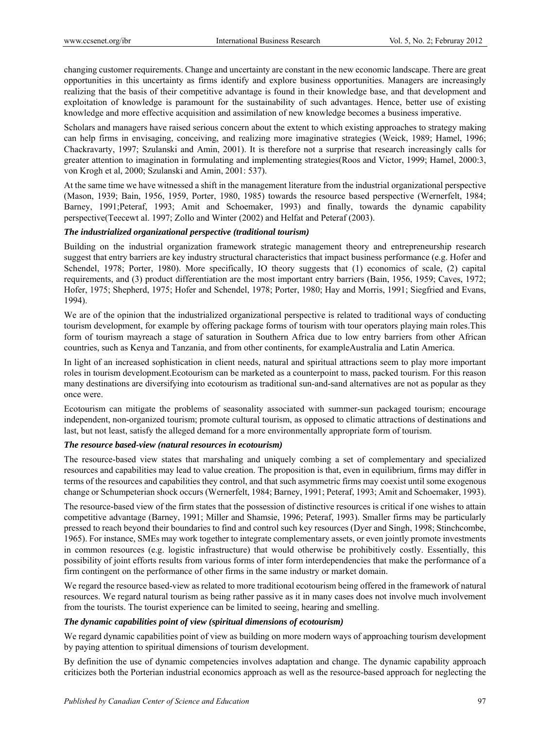changing customer requirements. Change and uncertainty are constant in the new economic landscape. There are great opportunities in this uncertainty as firms identify and explore business opportunities. Managers are increasingly realizing that the basis of their competitive advantage is found in their knowledge base, and that development and exploitation of knowledge is paramount for the sustainability of such advantages. Hence, better use of existing knowledge and more effective acquisition and assimilation of new knowledge becomes a business imperative.

Scholars and managers have raised serious concern about the extent to which existing approaches to strategy making can help firms in envisaging, conceiving, and realizing more imaginative strategies (Weick, 1989; Hamel, 1996; Chackravarty, 1997; Szulanski and Amin, 2001). It is therefore not a surprise that research increasingly calls for greater attention to imagination in formulating and implementing strategies(Roos and Victor, 1999; Hamel, 2000:3, von Krogh et al, 2000; Szulanski and Amin, 2001: 537).

At the same time we have witnessed a shift in the management literature from the industrial organizational perspective (Mason, 1939; Bain, 1956, 1959, Porter, 1980, 1985) towards the resource based perspective (Wernerfelt, 1984; Barney, 1991;Peteraf, 1993; Amit and Schoemaker, 1993) and finally, towards the dynamic capability perspective(Teecewt al. 1997; Zollo and Winter (2002) and Helfat and Peteraf (2003).

### *The industrialized organizational perspective (traditional tourism)*

Building on the industrial organization framework strategic management theory and entrepreneurship research suggest that entry barriers are key industry structural characteristics that impact business performance (e.g. Hofer and Schendel, 1978; Porter, 1980). More specifically, IO theory suggests that (1) economics of scale, (2) capital requirements, and (3) product differentiation are the most important entry barriers (Bain, 1956, 1959; Caves, 1972; Hofer, 1975; Shepherd, 1975; Hofer and Schendel, 1978; Porter, 1980; Hay and Morris, 1991; Siegfried and Evans, 1994).

We are of the opinion that the industrialized organizational perspective is related to traditional ways of conducting tourism development, for example by offering package forms of tourism with tour operators playing main roles.This form of tourism mayreach a stage of saturation in Southern Africa due to low entry barriers from other African countries, such as Kenya and Tanzania, and from other continents, for exampleAustralia and Latin America.

In light of an increased sophistication in client needs, natural and spiritual attractions seem to play more important roles in tourism development.Ecotourism can be marketed as a counterpoint to mass, packed tourism. For this reason many destinations are diversifying into ecotourism as traditional sun-and-sand alternatives are not as popular as they once were.

Ecotourism can mitigate the problems of seasonality associated with summer-sun packaged tourism; encourage independent, non-organized tourism; promote cultural tourism, as opposed to climatic attractions of destinations and last, but not least, satisfy the alleged demand for a more environmentally appropriate form of tourism.

### *The resource based-view (natural resources in ecotourism)*

The resource-based view states that marshaling and uniquely combing a set of complementary and specialized resources and capabilities may lead to value creation. The proposition is that, even in equilibrium, firms may differ in terms of the resources and capabilities they control, and that such asymmetric firms may coexist until some exogenous change or Schumpeterian shock occurs (Wernerfelt, 1984; Barney, 1991; Peteraf, 1993; Amit and Schoemaker, 1993).

The resource-based view of the firm states that the possession of distinctive resources is critical if one wishes to attain competitive advantage (Barney, 1991; Miller and Shamsie, 1996; Peteraf, 1993). Smaller firms may be particularly pressed to reach beyond their boundaries to find and control such key resources (Dyer and Singh, 1998; Stinchcombe, 1965). For instance, SMEs may work together to integrate complementary assets, or even jointly promote investments in common resources (e.g. logistic infrastructure) that would otherwise be prohibitively costly. Essentially, this possibility of joint efforts results from various forms of inter form interdependencies that make the performance of a firm contingent on the performance of other firms in the same industry or market domain.

We regard the resource based-view as related to more traditional ecotourism being offered in the framework of natural resources. We regard natural tourism as being rather passive as it in many cases does not involve much involvement from the tourists. The tourist experience can be limited to seeing, hearing and smelling.

### *The dynamic capabilities point of view (spiritual dimensions of ecotourism)*

We regard dynamic capabilities point of view as building on more modern ways of approaching tourism development by paying attention to spiritual dimensions of tourism development.

By definition the use of dynamic competencies involves adaptation and change. The dynamic capability approach criticizes both the Porterian industrial economics approach as well as the resource-based approach for neglecting the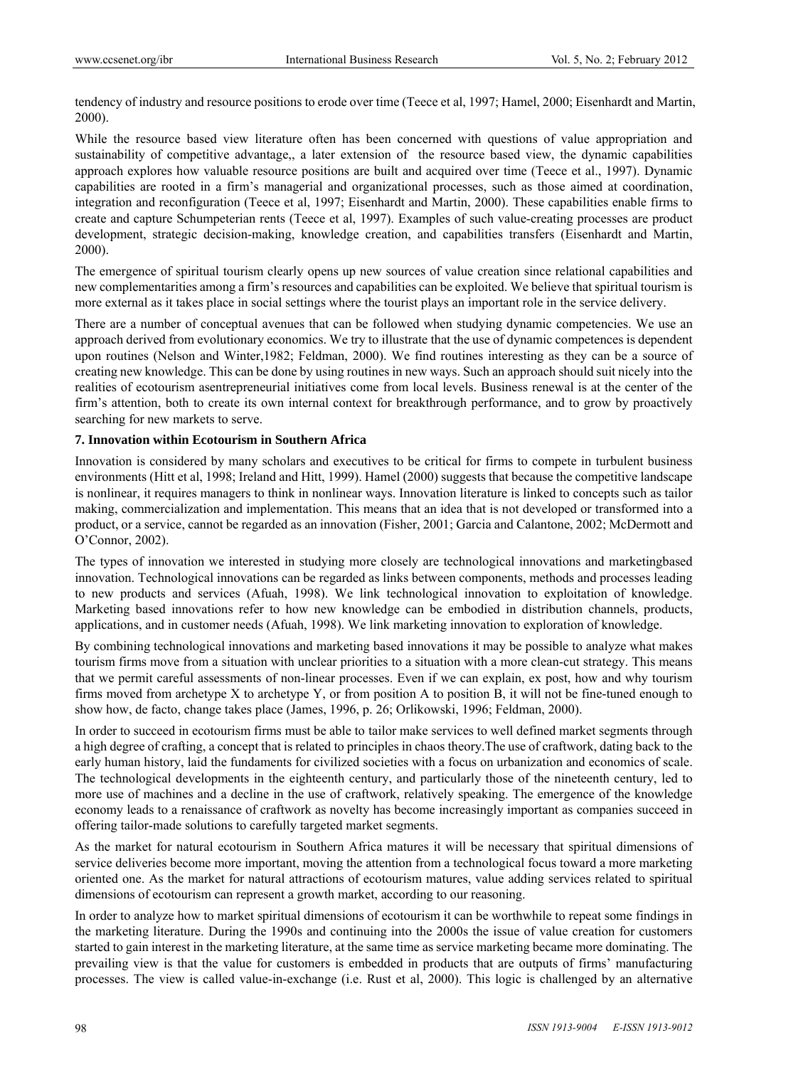tendency of industry and resource positions to erode over time (Teece et al, 1997; Hamel, 2000; Eisenhardt and Martin, 2000).

While the resource based view literature often has been concerned with questions of value appropriation and sustainability of competitive advantage,, a later extension of the resource based view, the dynamic capabilities approach explores how valuable resource positions are built and acquired over time (Teece et al., 1997). Dynamic capabilities are rooted in a firm's managerial and organizational processes, such as those aimed at coordination, integration and reconfiguration (Teece et al, 1997; Eisenhardt and Martin, 2000). These capabilities enable firms to create and capture Schumpeterian rents (Teece et al, 1997). Examples of such value-creating processes are product development, strategic decision-making, knowledge creation, and capabilities transfers (Eisenhardt and Martin, 2000).

The emergence of spiritual tourism clearly opens up new sources of value creation since relational capabilities and new complementarities among a firm's resources and capabilities can be exploited. We believe that spiritual tourism is more external as it takes place in social settings where the tourist plays an important role in the service delivery.

There are a number of conceptual avenues that can be followed when studying dynamic competencies. We use an approach derived from evolutionary economics. We try to illustrate that the use of dynamic competences is dependent upon routines (Nelson and Winter,1982; Feldman, 2000). We find routines interesting as they can be a source of creating new knowledge. This can be done by using routines in new ways. Such an approach should suit nicely into the realities of ecotourism asentrepreneurial initiatives come from local levels. Business renewal is at the center of the firm's attention, both to create its own internal context for breakthrough performance, and to grow by proactively searching for new markets to serve.

### 7. Innovation within Ecotourism in Southern Africa

Innovation is considered by many scholars and executives to be critical for firms to compete in turbulent business environments (Hitt et al, 1998; Ireland and Hitt, 1999). Hamel (2000) suggests that because the competitive landscape is nonlinear, it requires managers to think in nonlinear ways. Innovation literature is linked to concepts such as tailor making, commercialization and implementation. This means that an idea that is not developed or transformed into a product, or a service, cannot be regarded as an innovation (Fisher, 2001; Garcia and Calantone, 2002; McDermott and O'Connor, 2002).

The types of innovation we interested in studying more closely are technological innovations and marketingbased innovation. Technological innovations can be regarded as links between components, methods and processes leading to new products and services (Afuah, 1998). We link technological innovation to exploitation of knowledge. Marketing based innovations refer to how new knowledge can be embodied in distribution channels, products, applications, and in customer needs (Afuah, 1998). We link marketing innovation to exploration of knowledge.

By combining technological innovations and marketing based innovations it may be possible to analyze what makes tourism firms move from a situation with unclear priorities to a situation with a more clean-cut strategy. This means that we permit careful assessments of non-linear processes. Even if we can explain, ex post, how and why tourism firms moved from archetype X to archetype Y, or from position A to position B, it will not be fine-tuned enough to show how, de facto, change takes place (James, 1996, p. 26; Orlikowski, 1996; Feldman, 2000).

In order to succeed in ecotourism firms must be able to tailor make services to well defined market segments through a high degree of crafting, a concept that is related to principles in chaos theory.The use of craftwork, dating back to the early human history, laid the fundaments for civilized societies with a focus on urbanization and economics of scale. The technological developments in the eighteenth century, and particularly those of the nineteenth century, led to more use of machines and a decline in the use of craftwork, relatively speaking. The emergence of the knowledge economy leads to a renaissance of craftwork as novelty has become increasingly important as companies succeed in offering tailor-made solutions to carefully targeted market segments.

As the market for natural ecotourism in Southern Africa matures it will be necessary that spiritual dimensions of service deliveries become more important, moving the attention from a technological focus toward a more marketing oriented one. As the market for natural attractions of ecotourism matures, value adding services related to spiritual dimensions of ecotourism can represent a growth market, according to our reasoning.

In order to analyze how to market spiritual dimensions of ecotourism it can be worthwhile to repeat some findings in the marketing literature. During the 1990s and continuing into the 2000s the issue of value creation for customers started to gain interest in the marketing literature, at the same time as service marketing became more dominating. The prevailing view is that the value for customers is embedded in products that are outputs of firms' manufacturing processes. The view is called value-in-exchange (i.e. Rust et al, 2000). This logic is challenged by an alternative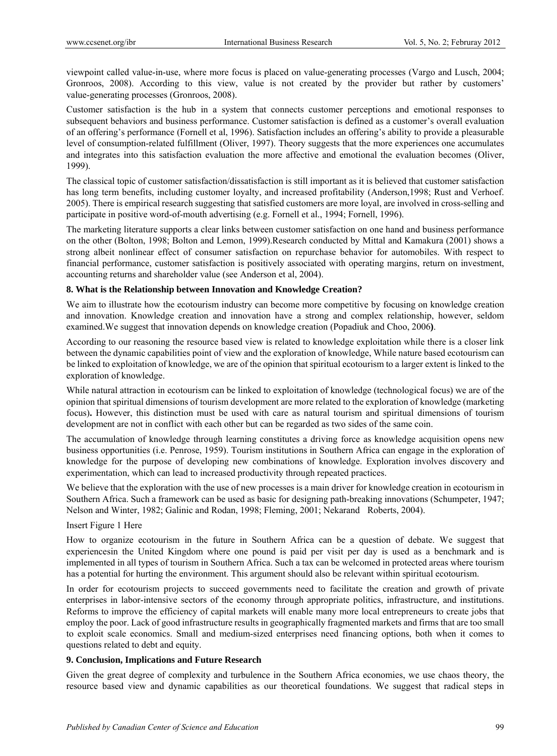viewpoint called value-in-use, where more focus is placed on value-generating processes (Vargo and Lusch, 2004; Gronroos, 2008). According to this view, value is not created by the provider but rather by customers' value-generating processes (Gronroos, 2008).

Customer satisfaction is the hub in a system that connects customer perceptions and emotional responses to subsequent behaviors and business performance. Customer satisfaction is defined as a customer's overall evaluation of an offering's performance (Fornell et al, 1996). Satisfaction includes an offering's ability to provide a pleasurable level of consumption-related fulfillment (Oliver, 1997). Theory suggests that the more experiences one accumulates and integrates into this satisfaction evaluation the more affective and emotional the evaluation becomes (Oliver, 1999).

The classical topic of customer satisfaction/dissatisfaction is still important as it is believed that customer satisfaction has long term benefits, including customer loyalty, and increased profitability (Anderson,1998; Rust and Verhoef. 2005). There is empirical research suggesting that satisfied customers are more loyal, are involved in cross-selling and participate in positive word-of-mouth advertising (e.g. Fornell et al., 1994; Fornell, 1996).

The marketing literature supports a clear links between customer satisfaction on one hand and business performance on the other (Bolton, 1998; Bolton and Lemon, 1999).Research conducted by Mittal and Kamakura (2001) shows a strong albeit nonlinear effect of consumer satisfaction on repurchase behavior for automobiles. With respect to financial performance, customer satisfaction is positively associated with operating margins, return on investment, accounting returns and shareholder value (see Anderson et al, 2004).

## 8. What is the Relationship between Innovation and Knowledge Creation?

We aim to illustrate how the ecotourism industry can become more competitive by focusing on knowledge creation and innovation. Knowledge creation and innovation have a strong and complex relationship, however, seldom examined.We suggest that innovation depends on knowledge creation (Popadiuk and Choo, 2006**)**.

According to our reasoning the resource based view is related to knowledge exploitation while there is a closer link between the dynamic capabilities point of view and the exploration of knowledge, While nature based ecotourism can be linked to exploitation of knowledge, we are of the opinion that spiritual ecotourism to a larger extent is linked to the exploration of knowledge.

While natural attraction in ecotourism can be linked to exploitation of knowledge (technological focus) we are of the opinion that spiritual dimensions of tourism development are more related to the exploration of knowledge (marketing focus)**.** However, this distinction must be used with care as natural tourism and spiritual dimensions of tourism development are not in conflict with each other but can be regarded as two sides of the same coin.

The accumulation of knowledge through learning constitutes a driving force as knowledge acquisition opens new business opportunities (i.e. Penrose, 1959). Tourism institutions in Southern Africa can engage in the exploration of knowledge for the purpose of developing new combinations of knowledge. Exploration involves discovery and experimentation, which can lead to increased productivity through repeated practices.

We believe that the exploration with the use of new processes is a main driver for knowledge creation in ecotourism in Southern Africa. Such a framework can be used as basic for designing path-breaking innovations (Schumpeter, 1947; Nelson and Winter, 1982; Galinic and Rodan, 1998; Fleming, 2001; Nekarand Roberts, 2004).

Insert Figure 1 Here

How to organize ecotourism in the future in Southern Africa can be a question of debate. We suggest that experiencesin the United Kingdom where one pound is paid per visit per day is used as a benchmark and is implemented in all types of tourism in Southern Africa. Such a tax can be welcomed in protected areas where tourism has a potential for hurting the environment. This argument should also be relevant within spiritual ecotourism.

In order for ecotourism projects to succeed governments need to facilitate the creation and growth of private enterprises in labor-intensive sectors of the economy through appropriate politics, infrastructure, and institutions. Reforms to improve the efficiency of capital markets will enable many more local entrepreneurs to create jobs that employ the poor. Lack of good infrastructure results in geographically fragmented markets and firms that are too small to exploit scale economics. Small and medium-sized enterprises need financing options, both when it comes to questions related to debt and equity.

## 9. Conclusion, Implications and Future Research

Given the great degree of complexity and turbulence in the Southern Africa economies, we use chaos theory, the resource based view and dynamic capabilities as our theoretical foundations. We suggest that radical steps in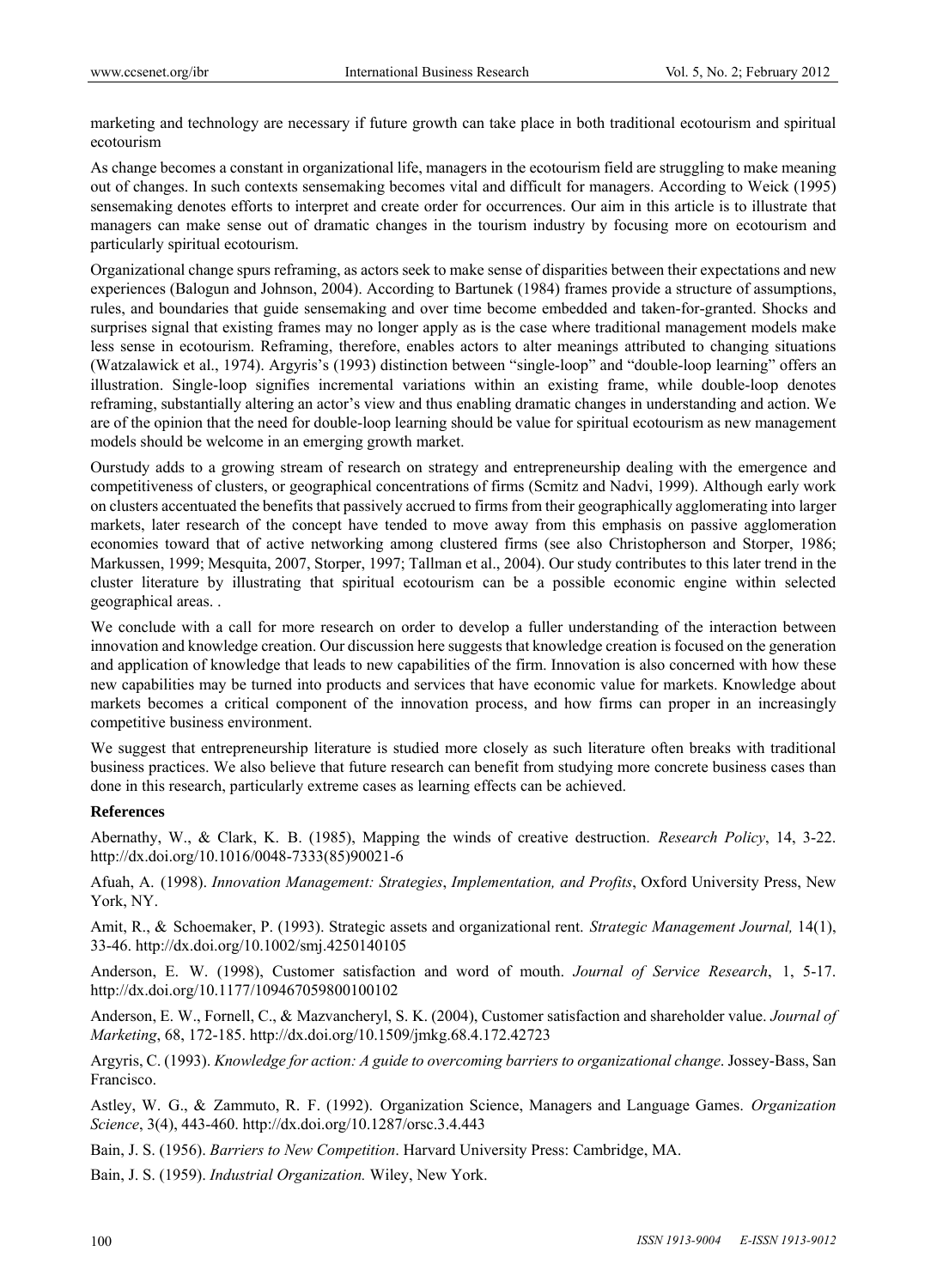marketing and technology are necessary if future growth can take place in both traditional ecotourism and spiritual ecotourism

As change becomes a constant in organizational life, managers in the ecotourism field are struggling to make meaning out of changes. In such contexts sensemaking becomes vital and difficult for managers. According to Weick (1995) sensemaking denotes efforts to interpret and create order for occurrences. Our aim in this article is to illustrate that managers can make sense out of dramatic changes in the tourism industry by focusing more on ecotourism and particularly spiritual ecotourism.

Organizational change spurs reframing, as actors seek to make sense of disparities between their expectations and new experiences (Balogun and Johnson, 2004). According to Bartunek (1984) frames provide a structure of assumptions, rules, and boundaries that guide sensemaking and over time become embedded and taken-for-granted. Shocks and surprises signal that existing frames may no longer apply as is the case where traditional management models make less sense in ecotourism. Reframing, therefore, enables actors to alter meanings attributed to changing situations (Watzalawick et al., 1974). Argyris's (1993) distinction between "single-loop" and "double-loop learning" offers an illustration. Single-loop signifies incremental variations within an existing frame, while double-loop denotes reframing, substantially altering an actor's view and thus enabling dramatic changes in understanding and action. We are of the opinion that the need for double-loop learning should be value for spiritual ecotourism as new management models should be welcome in an emerging growth market.

Ourstudy adds to a growing stream of research on strategy and entrepreneurship dealing with the emergence and competitiveness of clusters, or geographical concentrations of firms (Scmitz and Nadvi, 1999). Although early work on clusters accentuated the benefits that passively accrued to firms from their geographically agglomerating into larger markets, later research of the concept have tended to move away from this emphasis on passive agglomeration economies toward that of active networking among clustered firms (see also Christopherson and Storper, 1986; Markussen, 1999; Mesquita, 2007, Storper, 1997; Tallman et al., 2004). Our study contributes to this later trend in the cluster literature by illustrating that spiritual ecotourism can be a possible economic engine within selected geographical areas. .

We conclude with a call for more research on order to develop a fuller understanding of the interaction between innovation and knowledge creation. Our discussion here suggests that knowledge creation is focused on the generation and application of knowledge that leads to new capabilities of the firm. Innovation is also concerned with how these new capabilities may be turned into products and services that have economic value for markets. Knowledge about markets becomes a critical component of the innovation process, and how firms can proper in an increasingly competitive business environment.

We suggest that entrepreneurship literature is studied more closely as such literature often breaks with traditional business practices. We also believe that future research can benefit from studying more concrete business cases than done in this research, particularly extreme cases as learning effects can be achieved.

**References**

Abernathy, W., & Clark, K. B. (1985), Mapping the winds of creative destruction. *Research Policy*, 14, 3-22. http://dx.doi.org/10.1016/0048-7333(85)90021-6

Afuah, A. (1998). *Innovation Management: Strategies*, *Implementation, and Profits*, Oxford University Press, New York, NY.

Amit, R., & Schoemaker, P. (1993). Strategic assets and organizational rent. *Strategic Management Journal,* 14(1), 33-46. http://dx.doi.org/10.1002/smj.4250140105

Anderson, E. W. (1998), Customer satisfaction and word of mouth. *Journal of Service Research*, 1, 5-17. http://dx.doi.org/10.1177/109467059800100102

Anderson, E. W., Fornell, C., & Mazvancheryl, S. K. (2004), Customer satisfaction and shareholder value. *Journal of Marketing*, 68, 172-185. http://dx.doi.org/10.1509/jmkg.68.4.172.42723

Argyris, C. (1993). *Knowledge for action: A guide to overcoming barriers to organizational change*. Jossey-Bass, San Francisco.

Astley, W. G., & Zammuto, R. F. (1992). Organization Science, Managers and Language Games. *Organization Science*, 3(4), 443-460. http://dx.doi.org/10.1287/orsc.3.4.443

Bain, J. S. (1956). *Barriers to New Competition*. Harvard University Press: Cambridge, MA.

Bain, J. S. (1959). *Industrial Organization.* Wiley, New York.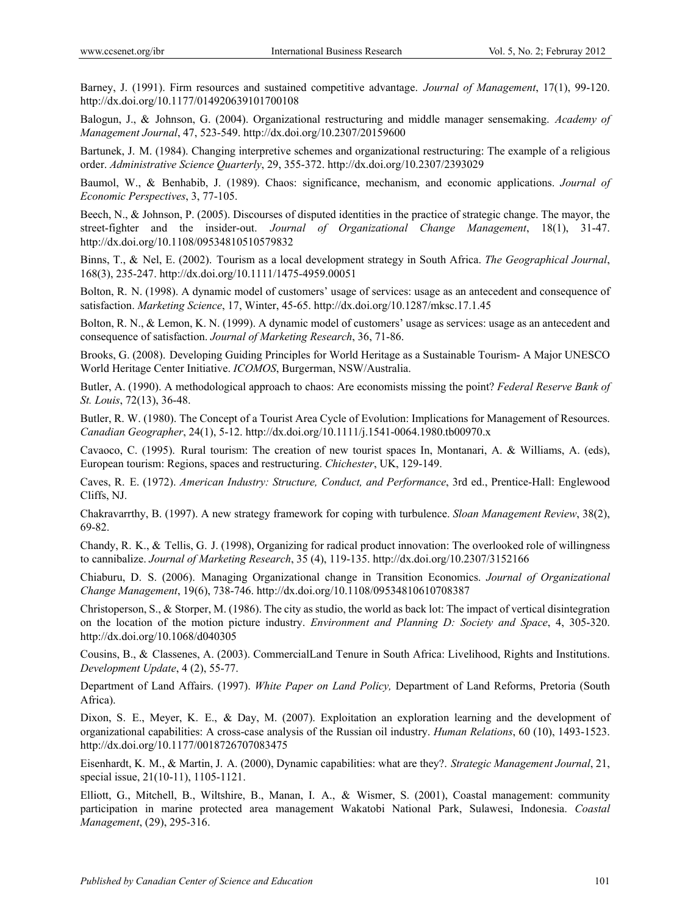Barney, J. (1991). Firm resources and sustained competitive advantage. *Journal of Management*, 17(1), 99-120. http://dx.doi.org/10.1177/014920639101700108

Balogun, J., & Johnson, G. (2004). Organizational restructuring and middle manager sensemaking. *Academy of Management Journal*, 47, 523-549. http://dx.doi.org/10.2307/20159600

Bartunek, J. M. (1984). Changing interpretive schemes and organizational restructuring: The example of a religious order. *Administrative Science Quarterly*, 29, 355-372. http://dx.doi.org/10.2307/2393029

Baumol, W., & Benhabib, J. (1989). Chaos: significance, mechanism, and economic applications. *Journal of Economic Perspectives*, 3, 77-105.

Beech, N., & Johnson, P. (2005). Discourses of disputed identities in the practice of strategic change. The mayor, the street-fighter and the insider-out. *Journal of Organizational Change Management*, 18(1), 31-47. http://dx.doi.org/10.1108/09534810510579832

Binns, T., & Nel, E. (2002). Tourism as a local development strategy in South Africa. *The Geographical Journal*, 168(3), 235-247. http://dx.doi.org/10.1111/1475-4959.00051

Bolton, R. N. (1998). A dynamic model of customers' usage of services: usage as an antecedent and consequence of satisfaction. *Marketing Science*, 17, Winter, 45-65. http://dx.doi.org/10.1287/mksc.17.1.45

Bolton, R. N., & Lemon, K. N. (1999). A dynamic model of customers' usage as services: usage as an antecedent and consequence of satisfaction. *Journal of Marketing Research*, 36, 71-86.

Brooks, G. (2008). Developing Guiding Principles for World Heritage as a Sustainable Tourism- A Major UNESCO World Heritage Center Initiative. *ICOMOS*, Burgerman, NSW/Australia.

Butler, A. (1990). A methodological approach to chaos: Are economists missing the point? *Federal Reserve Bank of St. Louis*, 72(13), 36-48.

Butler, R. W. (1980). The Concept of a Tourist Area Cycle of Evolution: Implications for Management of Resources. *Canadian Geographer*, 24(1), 5-12. http://dx.doi.org/10.1111/j.1541-0064.1980.tb00970.x

Cavaoco, C. (1995). Rural tourism: The creation of new tourist spaces In, Montanari, A. & Williams, A. (eds), European tourism: Regions, spaces and restructuring. *Chichester*, UK, 129-149.

Caves, R. E. (1972). *American Industry: Structure, Conduct, and Performance*, 3rd ed., Prentice-Hall: Englewood Cliffs, NJ.

Chakravarrthy, B. (1997). A new strategy framework for coping with turbulence. *Sloan Management Review*, 38(2), 69-82.

Chandy, R. K., & Tellis, G. J. (1998), Organizing for radical product innovation: The overlooked role of willingness to cannibalize. *Journal of Marketing Research*, 35 (4), 119-135. http://dx.doi.org/10.2307/3152166

Chiaburu, D. S. (2006). Managing Organizational change in Transition Economics. *Journal of Organizational Change Management*, 19(6), 738-746. http://dx.doi.org/10.1108/09534810610708387

Christoperson, S., & Storper, M. (1986). The city as studio, the world as back lot: The impact of vertical disintegration on the location of the motion picture industry. *Environment and Planning D: Society and Space*, 4, 305-320. http://dx.doi.org/10.1068/d040305

Cousins, B., & Classenes, A. (2003). CommercialLand Tenure in South Africa: Livelihood, Rights and Institutions. *Development Update*, 4 (2), 55-77.

Department of Land Affairs. (1997). *White Paper on Land Policy,* Department of Land Reforms, Pretoria (South Africa).

Dixon, S. E., Meyer, K. E., & Day, M. (2007). Exploitation an exploration learning and the development of organizational capabilities: A cross-case analysis of the Russian oil industry. *Human Relations*, 60 (10), 1493-1523. http://dx.doi.org/10.1177/0018726707083475

Eisenhardt, K. M., & Martin, J. A. (2000), Dynamic capabilities: what are they?. *Strategic Management Journal*, 21, special issue, 21(10-11), 1105-1121.

Elliott, G., Mitchell, B., Wiltshire, B., Manan, I. A., & Wismer, S. (2001), Coastal management: community participation in marine protected area management Wakatobi National Park, Sulawesi, Indonesia. *Coastal Management*, (29), 295-316.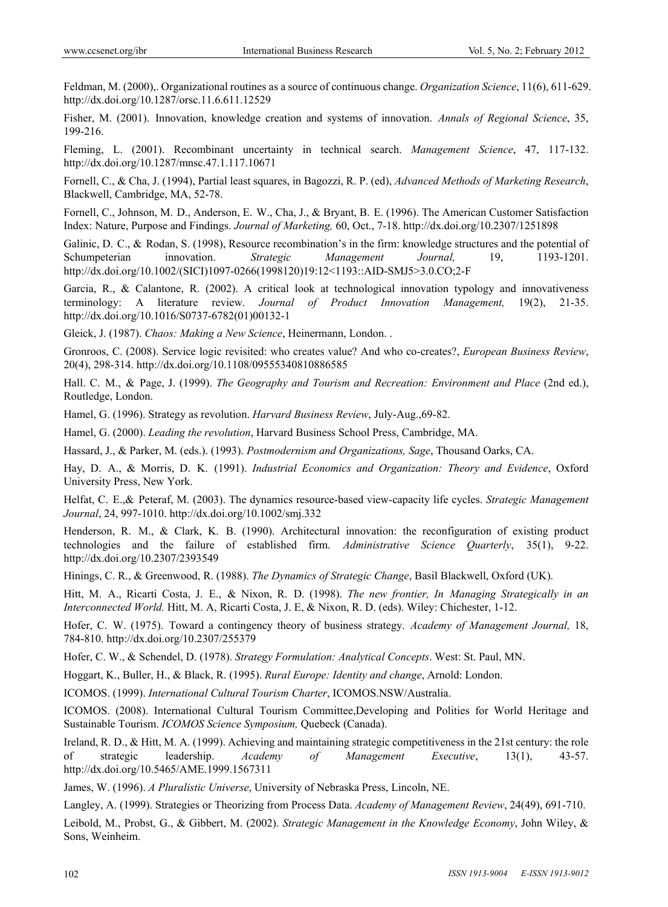Feldman, M. (2000),. Organizational routines as a source of continuous change. *Organization Science*, 11(6), 611-629. http://dx.doi.org/10.1287/orsc.11.6.611.12529

Fisher, M. (2001). Innovation, knowledge creation and systems of innovation. *Annals of Regional Science*, 35, 199-216.

Fleming, L. (2001). Recombinant uncertainty in technical search. *Management Science*, 47, 117-132. http://dx.doi.org/10.1287/mnsc.47.1.117.10671

Fornell, C., & Cha, J. (1994), Partial least squares, in Bagozzi, R. P. (ed), *Advanced Methods of Marketing Research*, Blackwell, Cambridge, MA, 52-78.

Fornell, C., Johnson, M. D., Anderson, E. W., Cha, J., & Bryant, B. E. (1996). The American Customer Satisfaction Index: Nature, Purpose and Findings. *Journal of Marketing,* 60, Oct., 7-18. http://dx.doi.org/10.2307/1251898

Galinic, D. C., & Rodan, S. (1998), Resource recombination's in the firm: knowledge structures and the potential of Schumpeterian innovation. *Strategic Management Journal,* 19, 1193-1201. http://dx.doi.org/10.1002/(SICI)1097-0266(1998120)19:12<1193::AID-SMJ5>3.0.CO;2-F

Garcia, R., & Calantone, R. (2002). A critical look at technological innovation typology and innovativeness terminology: A literature review. *Journal of Product Innovation Management,* 19(2), 21-35. http://dx.doi.org/10.1016/S0737-6782(01)00132-1

Gleick, J. (1987). *Chaos: Making a New Science*, Heinermann, London. .

Gronroos, C. (2008). Service logic revisited: who creates value? And who co-creates?, *European Business Review*, 20(4), 298-314. http://dx.doi.org/10.1108/09555340810886585

Hall. C. M., & Page, J. (1999). *The Geography and Tourism and Recreation: Environment and Place* (2nd ed.), Routledge, London.

Hamel, G. (1996). Strategy as revolution. *Harvard Business Review*, July-Aug.,69-82.

Hamel, G. (2000). *Leading the revolution*, Harvard Business School Press, Cambridge, MA.

Hassard, J., & Parker, M. (eds.). (1993). *Postmodernism and Organizations, Sage*, Thousand Oarks, CA.

Hay, D. A., & Morris, D. K. (1991). *Industrial Economics and Organization: Theory and Evidence*, Oxford University Press, New York.

Helfat, C. E.,& Peteraf, M. (2003). The dynamics resource-based view-capacity life cycles. *Strategic Management Journal*, 24, 997-1010. http://dx.doi.org/10.1002/smj.332

Henderson, R. M., & Clark, K. B. (1990). Architectural innovation: the reconfiguration of existing product technologies and the failure of established firm. *Administrative Science Quarterly*, 35(1), 9-22. http://dx.doi.org/10.2307/2393549

Hinings, C. R., & Greenwood, R. (1988). *The Dynamics of Strategic Change*, Basil Blackwell, Oxford (UK).

Hitt, M. A., Ricarti Costa, J. E., & Nixon, R. D. (1998). *The new frontier, In Managing Strategically in an Interconnected World.* Hitt, M. A, Ricarti Costa, J. E, & Nixon, R. D. (eds). Wiley: Chichester, 1-12.

Hofer, C. W. (1975). Toward a contingency theory of business strategy. *Academy of Management Journal,* 18, 784-810. http://dx.doi.org/10.2307/255379

Hofer, C. W., & Schendel, D. (1978). *Strategy Formulation: Analytical Concepts*. West: St. Paul, MN.

Hoggart, K., Buller, H., & Black, R. (1995). *Rural Europe: Identity and change*, Arnold: London.

ICOMOS. (1999). *International Cultural Tourism Charter*, ICOMOS.NSW/Australia.

ICOMOS. (2008). International Cultural Tourism Committee,Developing and Polities for World Heritage and Sustainable Tourism. *ICOMOS Science Symposium,* Quebeck (Canada).

Ireland, R. D., & Hitt, M. A. (1999). Achieving and maintaining strategic competitiveness in the 21st century: the role of strategic leadership. *Academy of Management Executive*, 13(1), 43-57. http://dx.doi.org/10.5465/AME.1999.1567311

James, W. (1996). *A Pluralistic Universe*, University of Nebraska Press, Lincoln, NE.

Langley, A. (1999). Strategies or Theorizing from Process Data. *Academy of Management Review*, 24(49), 691-710.

Leibold, M., Probst, G., & Gibbert, M. (2002). *Strategic Management in the Knowledge Economy*, John Wiley, & Sons, Weinheim.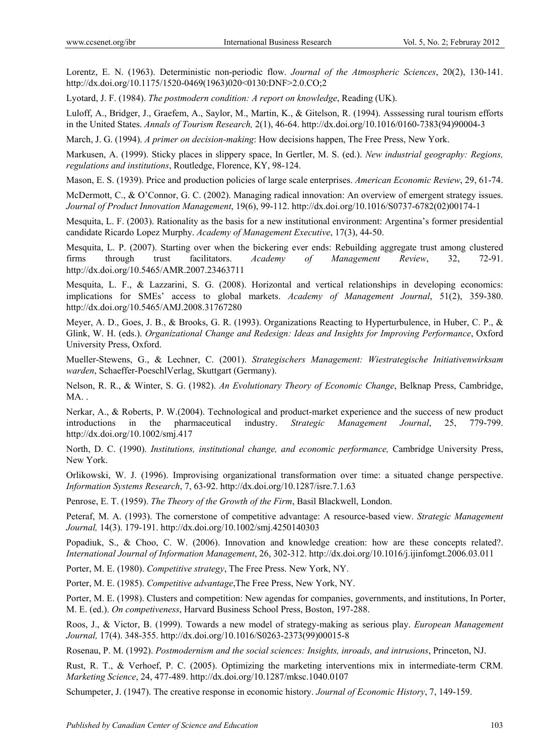Lorentz, E. N. (1963). Deterministic non-periodic flow. *Journal of the Atmospheric Sciences*, 20(2), 130-141. http://dx.doi.org/10.1175/1520-0469(1963)020<0130:DNF>2.0.CO;2

Lyotard, J. F. (1984). *The postmodern condition: A report on knowledge*, Reading (UK).

Luloff, A., Bridger, J., Graefem, A., Saylor, M., Martin, K., & Gitelson, R. (1994). Asssessing rural tourism efforts in the United States. *Annals of Tourism Research,* 2(1), 46-64. http://dx.doi.org/10.1016/0160-7383(94)90004-3

March, J. G. (1994). *A primer on decision-making*: How decisions happen, The Free Press, New York.

Markusen, A. (1999). Sticky places in slippery space, In Gertler, M. S. (ed.). *New industrial geography: Regions, regulations and institutions*, Routledge, Florence, KY, 98-124.

Mason, E. S. (1939). Price and production policies of large scale enterprises. *American Economic Review*, 29, 61-74.

McDermott, C., & O'Connor, G. C. (2002). Managing radical innovation: An overview of emergent strategy issues. *Journal of Product Innovation Management*, 19(6), 99-112. http://dx.doi.org/10.1016/S0737-6782(02)00174-1

Mesquita, L. F. (2003). Rationality as the basis for a new institutional environment: Argentina's former presidential candidate Ricardo Lopez Murphy. *Academy of Management Executive*, 17(3), 44-50.

Mesquita, L. P. (2007). Starting over when the bickering ever ends: Rebuilding aggregate trust among clustered firms through trust facilitators. *Academy of Management Review*, 32, 72-91. http://dx.doi.org/10.5465/AMR.2007.23463711

Mesquita, L. F., & Lazzarini, S. G. (2008). Horizontal and vertical relationships in developing economics: implications for SMEs' access to global markets. *Academy of Management Journal*, 51(2), 359-380. http://dx.doi.org/10.5465/AMJ.2008.31767280

Meyer, A. D., Goes, J. B., & Brooks, G. R. (1993). Organizations Reacting to Hyperturbulence, in Huber, C. P., & Glink, W. H. (eds.). *Organizational Change and Redesign: Ideas and Insights for Improving Performance*, Oxford University Press, Oxford.

Mueller-Stewens, G., & Lechner, C. (2001). *Strategischers Management: Wiestrategische Initiativenwirksam warden*, Schaeffer-PoeschlVerlag, Skuttgart (Germany).

Nelson, R. R., & Winter, S. G. (1982). *An Evolutionary Theory of Economic Change*, Belknap Press, Cambridge, MA. .

Nerkar, A., & Roberts, P. W.(2004). Technological and product-market experience and the success of new product introductions in the pharmaceutical industry. *Strategic Management Journal*, 25, 779-799. http://dx.doi.org/10.1002/smj.417

North, D. C. (1990). *Institutions, institutional change, and economic performance,* Cambridge University Press, New York.

Orlikowski, W. J. (1996). Improvising organizational transformation over time: a situated change perspective. *Information Systems Research*, 7, 63-92. http://dx.doi.org/10.1287/isre.7.1.63

Penrose, E. T. (1959). *The Theory of the Growth of the Firm*, Basil Blackwell, London.

Peteraf, M. A. (1993). The cornerstone of competitive advantage: A resource-based view. *Strategic Management Journal,* 14(3). 179-191. http://dx.doi.org/10.1002/smj.4250140303

Popadiuk, S., & Choo, C. W. (2006). Innovation and knowledge creation: how are these concepts related?. *International Journal of Information Management*, 26, 302-312. http://dx.doi.org/10.1016/j.ijinfomgt.2006.03.011

Porter, M. E. (1980). *Competitive strategy*, The Free Press. New York, NY.

Porter, M. E. (1985). *Competitive advantage*,The Free Press, New York, NY.

Porter, M. E. (1998). Clusters and competition: New agendas for companies, governments, and institutions, In Porter, M. E. (ed.). *On competiveness*, Harvard Business School Press, Boston, 197-288.

Roos, J., & Victor, B. (1999). Towards a new model of strategy-making as serious play. *European Management Journal,* 17(4). 348-355. http://dx.doi.org/10.1016/S0263-2373(99)00015-8

Rosenau, P. M. (1992). *Postmodernism and the social sciences: Insights, inroads, and intrusions*, Princeton, NJ.

Rust, R. T., & Verhoef, P. C. (2005). Optimizing the marketing interventions mix in intermediate-term CRM. *Marketing Science*, 24, 477-489. http://dx.doi.org/10.1287/mksc.1040.0107

Schumpeter, J. (1947). The creative response in economic history. *Journal of Economic History*, 7, 149-159.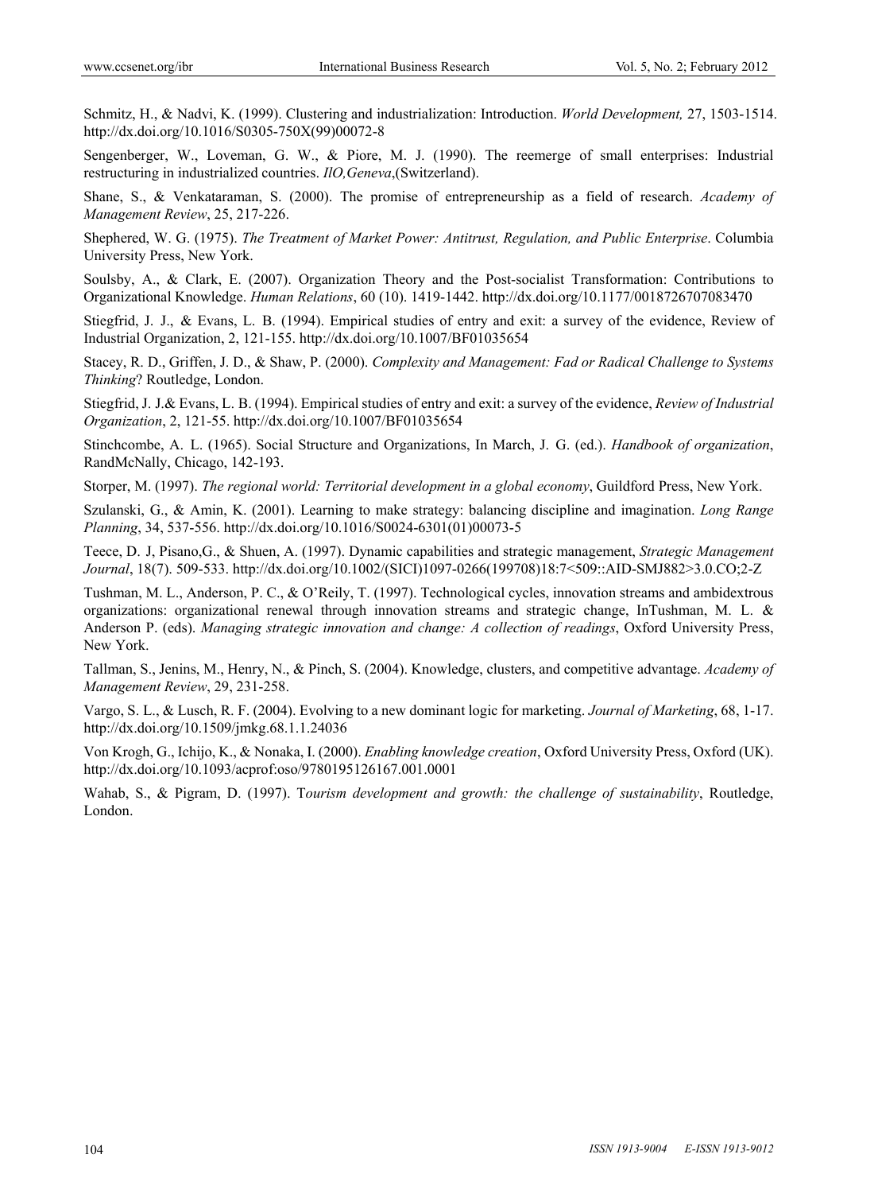Schmitz, H., & Nadvi, K. (1999). Clustering and industrialization: Introduction. *World Development,* 27, 1503-1514. http://dx.doi.org/10.1016/S0305-750X(99)00072-8

Sengenberger, W., Loveman, G. W., & Piore, M. J. (1990). The reemerge of small enterprises: Industrial restructuring in industrialized countries. *IlO,Geneva*,(Switzerland).

Shane, S., & Venkataraman, S. (2000). The promise of entrepreneurship as a field of research. *Academy of Management Review*, 25, 217-226.

Shephered, W. G. (1975). *The Treatment of Market Power: Antitrust, Regulation, and Public Enterprise*. Columbia University Press, New York.

Soulsby, A., & Clark, E. (2007). Organization Theory and the Post-socialist Transformation: Contributions to Organizational Knowledge. *Human Relations*, 60 (10). 1419-1442. http://dx.doi.org/10.1177/0018726707083470

Stiegfrid, J. J., & Evans, L. B. (1994). Empirical studies of entry and exit: a survey of the evidence, Review of Industrial Organization, 2, 121-155. http://dx.doi.org/10.1007/BF01035654

Stacey, R. D., Griffen, J. D., & Shaw, P. (2000). *Complexity and Management: Fad or Radical Challenge to Systems Thinking*? Routledge, London.

Stiegfrid, J. J.& Evans, L. B. (1994). Empirical studies of entry and exit: a survey of the evidence, *Review of Industrial Organization*, 2, 121-55. http://dx.doi.org/10.1007/BF01035654

Stinchcombe, A. L. (1965). Social Structure and Organizations, In March, J. G. (ed.). *Handbook of organization*, RandMcNally, Chicago, 142-193.

Storper, M. (1997). *The regional world: Territorial development in a global economy*, Guildford Press, New York.

Szulanski, G., & Amin, K. (2001). Learning to make strategy: balancing discipline and imagination. *Long Range Planning*, 34, 537-556. http://dx.doi.org/10.1016/S0024-6301(01)00073-5

Teece, D. J, Pisano,G., & Shuen, A. (1997). Dynamic capabilities and strategic management, *Strategic Management Journal*, 18(7). 509-533. http://dx.doi.org/10.1002/(SICI)1097-0266(199708)18:7<509::AID-SMJ882>3.0.CO;2-Z

Tushman, M. L., Anderson, P. C., & O'Reily, T. (1997). Technological cycles, innovation streams and ambidextrous organizations: organizational renewal through innovation streams and strategic change, InTushman, M. L. & Anderson P. (eds). *Managing strategic innovation and change: A collection of readings*, Oxford University Press, New York.

Tallman, S., Jenins, M., Henry, N., & Pinch, S. (2004). Knowledge, clusters, and competitive advantage. *Academy of Management Review*, 29, 231-258.

Vargo, S. L., & Lusch, R. F. (2004). Evolving to a new dominant logic for marketing. *Journal of Marketing*, 68, 1-17. http://dx.doi.org/10.1509/jmkg.68.1.1.24036

Von Krogh, G., Ichijo, K., & Nonaka, I. (2000). *Enabling knowledge creation*, Oxford University Press, Oxford (UK). http://dx.doi.org/10.1093/acprof:oso/9780195126167.001.0001

Wahab, S., & Pigram, D. (1997). T*ourism development and growth: the challenge of sustainability*, Routledge, London.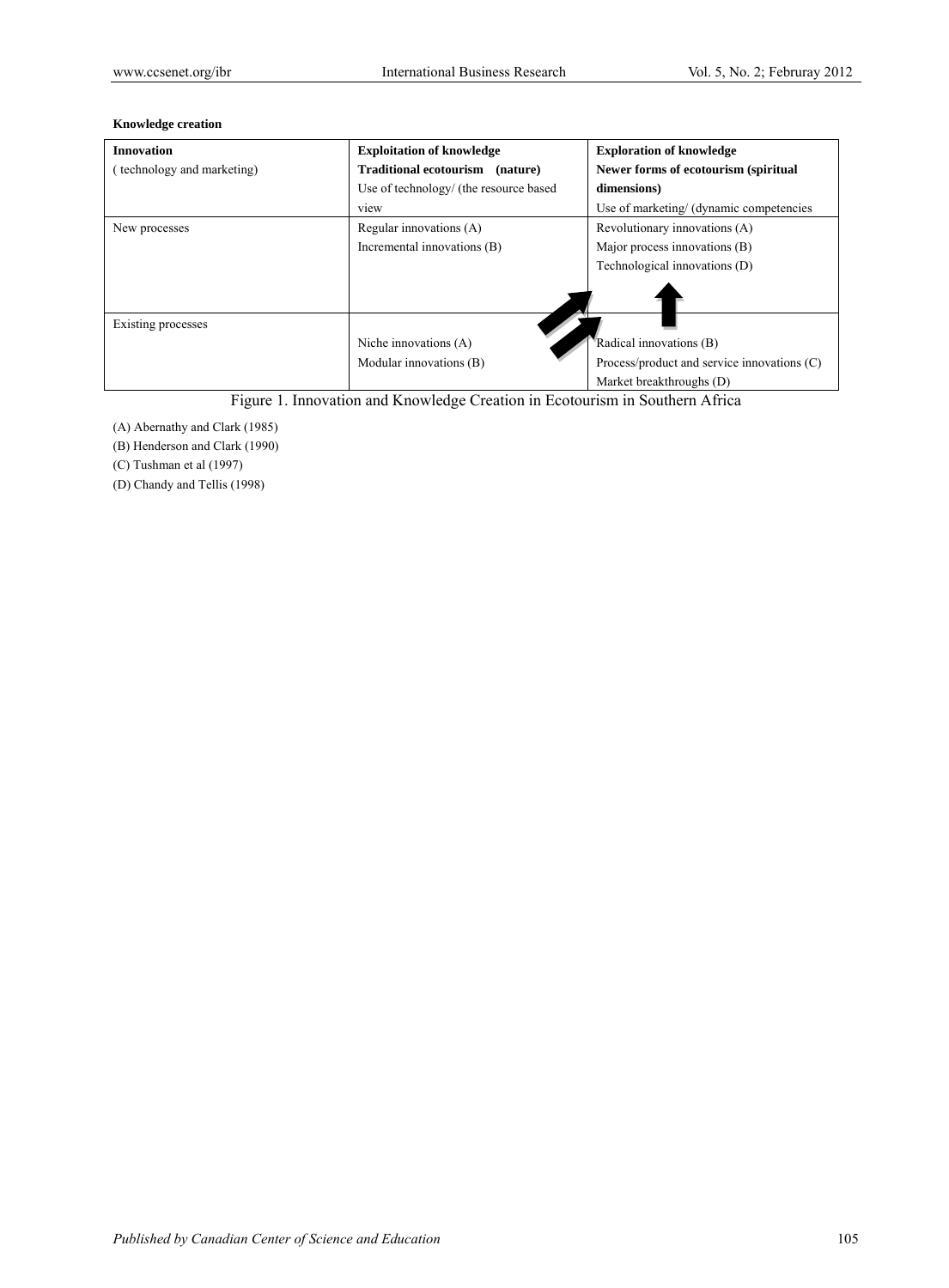**Knowledge creation**

| Innovation<br>( technology and marketing) | Exploitation of knowledge<br>Traditional ecotourism (nature)<br>Use of technology/ (the resource based view | Exploration of knowledge<br>Newer forms of ecotourism (spiritual dimensions)<br>Use of marketing/ (dynamic competencies |
|---|---|---|
| New processes | Regular innovations (A)<br>Incremental innovations (B) | Revolutionary innovations (A)<br>Major process innovations (B)<br>Technological innovations (D) |
| Existing processes | Niche innovations (A)<br>Modular innovations (B) | Radical innovations (B)<br>Process/product and service innovations (C)<br>Market breakthroughs (D) |

Figure 1. Innovation and Knowledge Creation in Ecotourism in Southern Africa

(A) Abernathy and Clark (1985)

(B) Henderson and Clark (1990)

(C) Tushman et al (1997)

(D) Chandy and Tellis (1998)